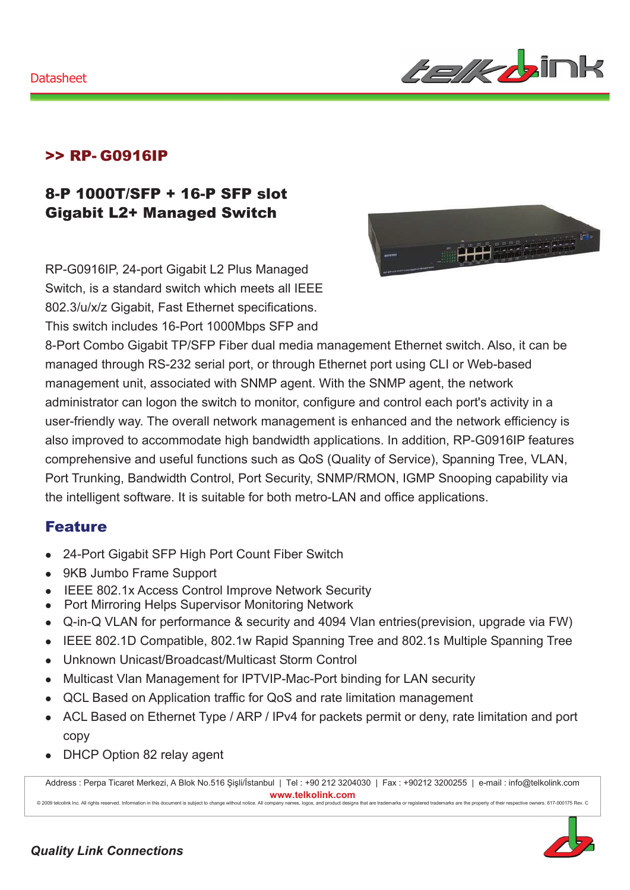Datasheet

## >> RP- G0916IP

### 8-P 1000T/SFP + 16-P SFP slot
### Gigabit L2+ Managed Switch

RP-G0916IP, 24-port Gigabit L2 Plus Managed Switch, is a standard switch which meets all IEEE 802.3/u/x/z Gigabit, Fast Ethernet specifications. This switch includes 16-Port 1000Mbps SFP and 8-Port Combo Gigabit TP/SFP Fiber dual media management Ethernet switch. Also, it can be managed through RS-232 serial port, or through Ethernet port using CLI or Web-based management unit, associated with SNMP agent. With the SNMP agent, the network administrator can logon the switch to monitor, configure and control each port's activity in a user-friendly way. The overall network management is enhanced and the network efficiency is also improved to accommodate high bandwidth applications. In addition, RP-G0916IP features comprehensive and useful functions such as QoS (Quality of Service), Spanning Tree, VLAN, Port Trunking, Bandwidth Control, Port Security, SNMP/RMON, IGMP Snooping capability via the intelligent software. It is suitable for both metro-LAN and office applications.

## Feature

- 24-Port Gigabit SFP High Port Count Fiber Switch
- 9KB Jumbo Frame Support
- IEEE 802.1x Access Control Improve Network Security
- Port Mirroring Helps Supervisor Monitoring Network
- Q-in-Q VLAN for performance & security and 4094 Vlan entries(prevision, upgrade via FW)
- IEEE 802.1D Compatible, 802.1w Rapid Spanning Tree and 802.1s Multiple Spanning Tree
- Unknown Unicast/Broadcast/Multicast Storm Control
- Multicast Vlan Management for IPTVIP-Mac-Port binding for LAN security
- QCL Based on Application traffic for QoS and rate limitation management
- ACL Based on Ethernet Type / ARP / IPv4 for packets permit or deny, rate limitation and port copy
- DHCP Option 82 relay agent

Address : Perpa Ticaret Merkezi, A Blok No.516 Şişli/İstanbul | Tel : +90 212 3204030 | Fax : +90212 3200255 | e-mail : info@telkolink.com
**www.telkolink.com**
© 2009 telcolink Inc. All rights reserved. Information in this document is subject to change without notice. All company names, logos, and product designs that are trademarks or registered trademarks are the property of their respective owners. 617-000175 Rev. C

***Quality Link Connections***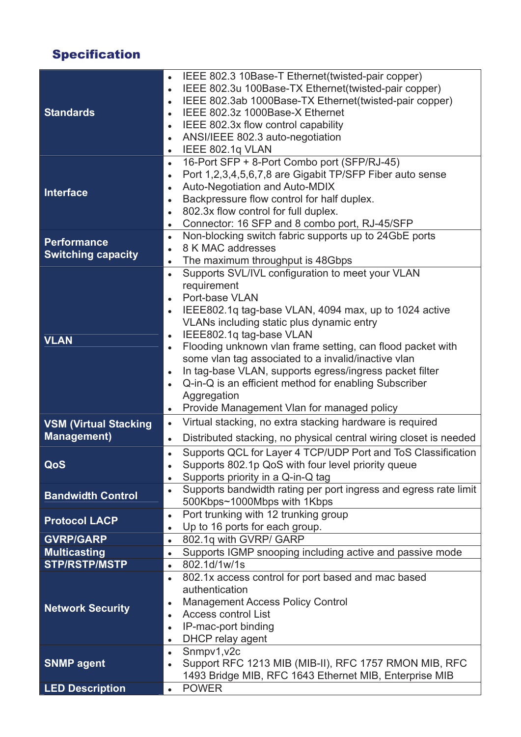## Specification

| | |
|---|---|
| **Standards** | • IEEE 802.3 10Base-T Ethernet(twisted-pair copper)<br>• IEEE 802.3u 100Base-TX Ethernet(twisted-pair copper)<br>• IEEE 802.3ab 1000Base-TX Ethernet(twisted-pair copper)<br>• IEEE 802.3z 1000Base-X Ethernet<br>• IEEE 802.3x flow control capability<br>• ANSI/IEEE 802.3 auto-negotiation<br>• IEEE 802.1q VLAN |
| **Interface** | • 16-Port SFP + 8-Port Combo port (SFP/RJ-45)<br>• Port 1,2,3,4,5,6,7,8 are Gigabit TP/SFP Fiber auto sense<br>• Auto-Negotiation and Auto-MDIX<br>• Backpressure flow control for half duplex.<br>• 802.3x flow control for full duplex.<br>• Connector: 16 SFP and 8 combo port, RJ-45/SFP |
| **Performance Switching capacity** | • Non-blocking switch fabric supports up to 24GbE ports<br>• 8 K MAC addresses<br>• The maximum throughput is 48Gbps |
| **VLAN** | • Supports SVL/IVL configuration to meet your VLAN requirement<br>• Port-base VLAN<br>• IEEE802.1q tag-base VLAN, 4094 max, up to 1024 active VLANs including static plus dynamic entry<br>• IEEE802.1q tag-base VLAN<br>• Flooding unknown vlan frame setting, can flood packet with some vlan tag associated to a invalid/inactive vlan<br>• In tag-base VLAN, supports egress/ingress packet filter<br>• Q-in-Q is an efficient method for enabling Subscriber Aggregation<br>• Provide Management Vlan for managed policy |
| **VSM (Virtual Stacking Management)** | • Virtual stacking, no extra stacking hardware is required<br>• Distributed stacking, no physical central wiring closet is needed |
| **QoS** | • Supports QCL for Layer 4 TCP/UDP Port and ToS Classification<br>• Supports 802.1p QoS with four level priority queue<br>• Supports priority in a Q-in-Q tag |
| **Bandwidth Control** | • Supports bandwidth rating per port ingress and egress rate limit 500Kbps~1000Mbps with 1Kbps |
| **Protocol LACP** | • Port trunking with 12 trunking group<br>• Up to 16 ports for each group. |
| **GVRP/GARP** | • 802.1q with GVRP/ GARP |
| **Multicasting** | • Supports IGMP snooping including active and passive mode |
| **STP/RSTP/MSTP** | • 802.1d/1w/1s |
| **Network Security** | • 802.1x access control for port based and mac based authentication<br>• Management Access Policy Control<br>• Access control List<br>• IP-mac-port binding<br>• DHCP relay agent |
| **SNMP agent** | • Snmpv1,v2c<br>• Support RFC 1213 MIB (MIB-II), RFC 1757 RMON MIB, RFC 1493 Bridge MIB, RFC 1643 Ethernet MIB, Enterprise MIB |
| **LED Description** | • POWER |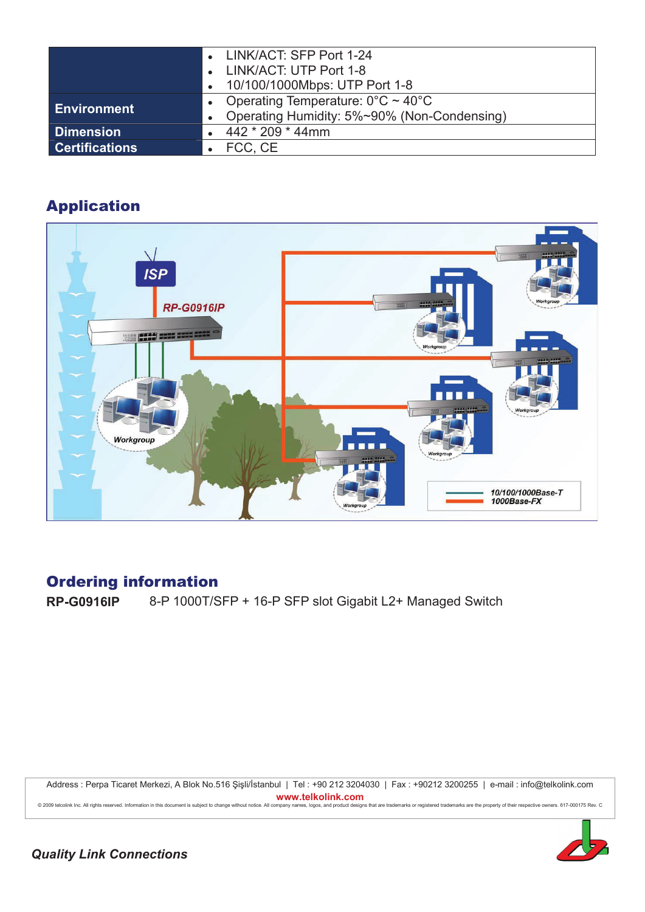| | |
|---|---|
| | • LINK/ACT: SFP Port 1-24<br>• LINK/ACT: UTP Port 1-8<br>• 10/100/1000Mbps: UTP Port 1-8 |
| **Environment** | • Operating Temperature: 0°C ~ 40°C<br>• Operating Humidity: 5%~90% (Non-Condensing) |
| **Dimension** | • 442 * 209 * 44mm |
| **Certifications** | • FCC, CE |

## Application

ISP

RP-G0916IP

Workgroup

Workgroup

Workgroup

Workgroup

Workgroup

Workgroup

10/100/1000Base-T
1000Base-FX

## Ordering information

**RP-G0916IP** 8-P 1000T/SFP + 16-P SFP slot Gigabit L2+ Managed Switch

Address : Perpa Ticaret Merkezi, A Blok No.516 Şişli/İstanbul | Tel : +90 212 3204030 | Fax : +90212 3200255 | e-mail : info@telkolink.com
**www.telkolink.com**
© 2009 telcolink Inc. All rights reserved. Information in this document is subject to change without notice. All company names, logos, and product designs that are trademarks or registered trademarks are the property of their respective owners. 617-000175 Rev. C

***Quality Link Connections***